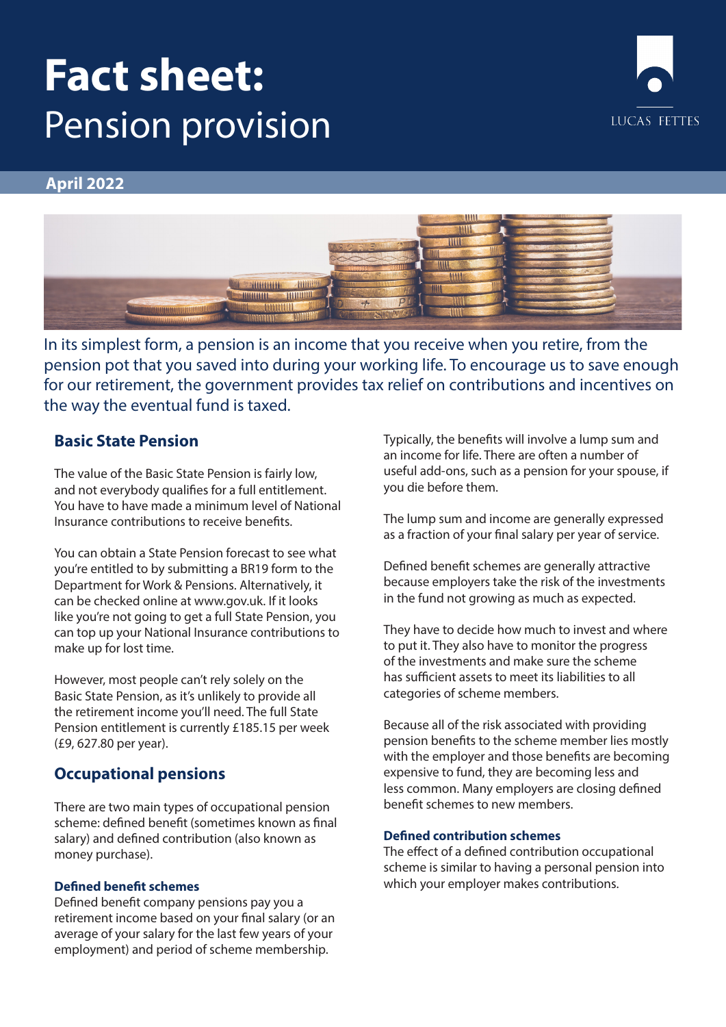# Fact sheet:
## Pension provision

LUCAS FETTES

**April 2022**

In its simplest form, a pension is an income that you receive when you retire, from the pension pot that you saved into during your working life. To encourage us to save enough for our retirement, the government provides tax relief on contributions and incentives on the way the eventual fund is taxed.

## Basic State Pension

The value of the Basic State Pension is fairly low, and not everybody qualifies for a full entitlement. You have to have made a minimum level of National Insurance contributions to receive benefits.

You can obtain a State Pension forecast to see what you're entitled to by submitting a BR19 form to the Department for Work & Pensions. Alternatively, it can be checked online at www.gov.uk. If it looks like you're not going to get a full State Pension, you can top up your National Insurance contributions to make up for lost time.

However, most people can't rely solely on the Basic State Pension, as it's unlikely to provide all the retirement income you'll need. The full State Pension entitlement is currently £185.15 per week (£9, 627.80 per year).

## Occupational pensions

There are two main types of occupational pension scheme: defined benefit (sometimes known as final salary) and defined contribution (also known as money purchase).

### Defined benefit schemes

Defined benefit company pensions pay you a retirement income based on your final salary (or an average of your salary for the last few years of your employment) and period of scheme membership.

Typically, the benefits will involve a lump sum and an income for life. There are often a number of useful add-ons, such as a pension for your spouse, if you die before them.

The lump sum and income are generally expressed as a fraction of your final salary per year of service.

Defined benefit schemes are generally attractive because employers take the risk of the investments in the fund not growing as much as expected.

They have to decide how much to invest and where to put it. They also have to monitor the progress of the investments and make sure the scheme has sufficient assets to meet its liabilities to all categories of scheme members.

Because all of the risk associated with providing pension benefits to the scheme member lies mostly with the employer and those benefits are becoming expensive to fund, they are becoming less and less common. Many employers are closing defined benefit schemes to new members.

### Defined contribution schemes

The effect of a defined contribution occupational scheme is similar to having a personal pension into which your employer makes contributions.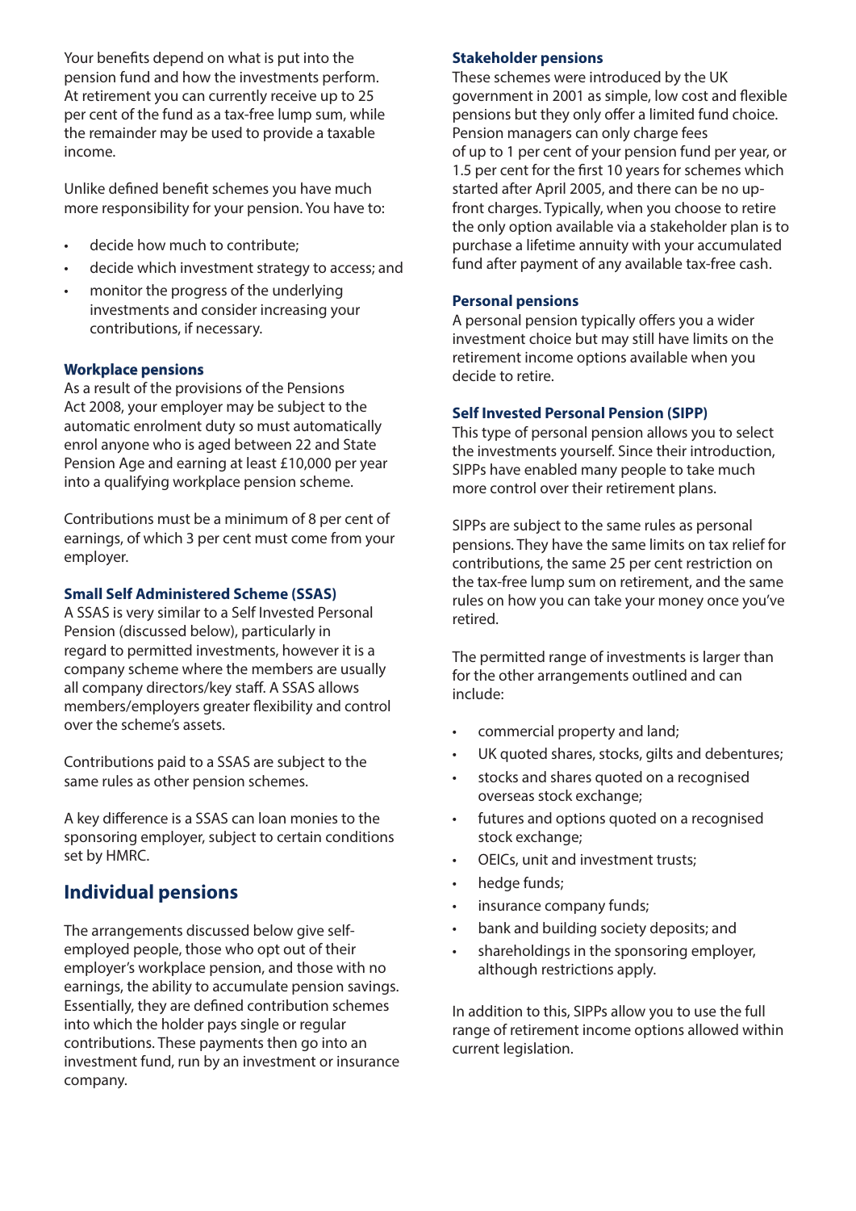Your benefits depend on what is put into the pension fund and how the investments perform. At retirement you can currently receive up to 25 per cent of the fund as a tax-free lump sum, while the remainder may be used to provide a taxable income.

Unlike defined benefit schemes you have much more responsibility for your pension. You have to:

- decide how much to contribute;
- decide which investment strategy to access; and
- monitor the progress of the underlying investments and consider increasing your contributions, if necessary.

### Workplace pensions

As a result of the provisions of the Pensions Act 2008, your employer may be subject to the automatic enrolment duty so must automatically enrol anyone who is aged between 22 and State Pension Age and earning at least £10,000 per year into a qualifying workplace pension scheme.

Contributions must be a minimum of 8 per cent of earnings, of which 3 per cent must come from your employer.

### Small Self Administered Scheme (SSAS)

A SSAS is very similar to a Self Invested Personal Pension (discussed below), particularly in regard to permitted investments, however it is a company scheme where the members are usually all company directors/key staff. A SSAS allows members/employers greater flexibility and control over the scheme's assets.

Contributions paid to a SSAS are subject to the same rules as other pension schemes.

A key difference is a SSAS can loan monies to the sponsoring employer, subject to certain conditions set by HMRC.

## Individual pensions

The arrangements discussed below give self-employed people, those who opt out of their employer's workplace pension, and those with no earnings, the ability to accumulate pension savings. Essentially, they are defined contribution schemes into which the holder pays single or regular contributions. These payments then go into an investment fund, run by an investment or insurance company.

### Stakeholder pensions

These schemes were introduced by the UK government in 2001 as simple, low cost and flexible pensions but they only offer a limited fund choice. Pension managers can only charge fees of up to 1 per cent of your pension fund per year, or 1.5 per cent for the first 10 years for schemes which started after April 2005, and there can be no up-front charges. Typically, when you choose to retire the only option available via a stakeholder plan is to purchase a lifetime annuity with your accumulated fund after payment of any available tax-free cash.

### Personal pensions

A personal pension typically offers you a wider investment choice but may still have limits on the retirement income options available when you decide to retire.

### Self Invested Personal Pension (SIPP)

This type of personal pension allows you to select the investments yourself. Since their introduction, SIPPs have enabled many people to take much more control over their retirement plans.

SIPPs are subject to the same rules as personal pensions. They have the same limits on tax relief for contributions, the same 25 per cent restriction on the tax-free lump sum on retirement, and the same rules on how you can take your money once you've retired.

The permitted range of investments is larger than for the other arrangements outlined and can include:

- commercial property and land;
- UK quoted shares, stocks, gilts and debentures;
- stocks and shares quoted on a recognised overseas stock exchange;
- futures and options quoted on a recognised stock exchange;
- OEICs, unit and investment trusts;
- hedge funds;
- insurance company funds;
- bank and building society deposits; and
- shareholdings in the sponsoring employer, although restrictions apply.

In addition to this, SIPPs allow you to use the full range of retirement income options allowed within current legislation.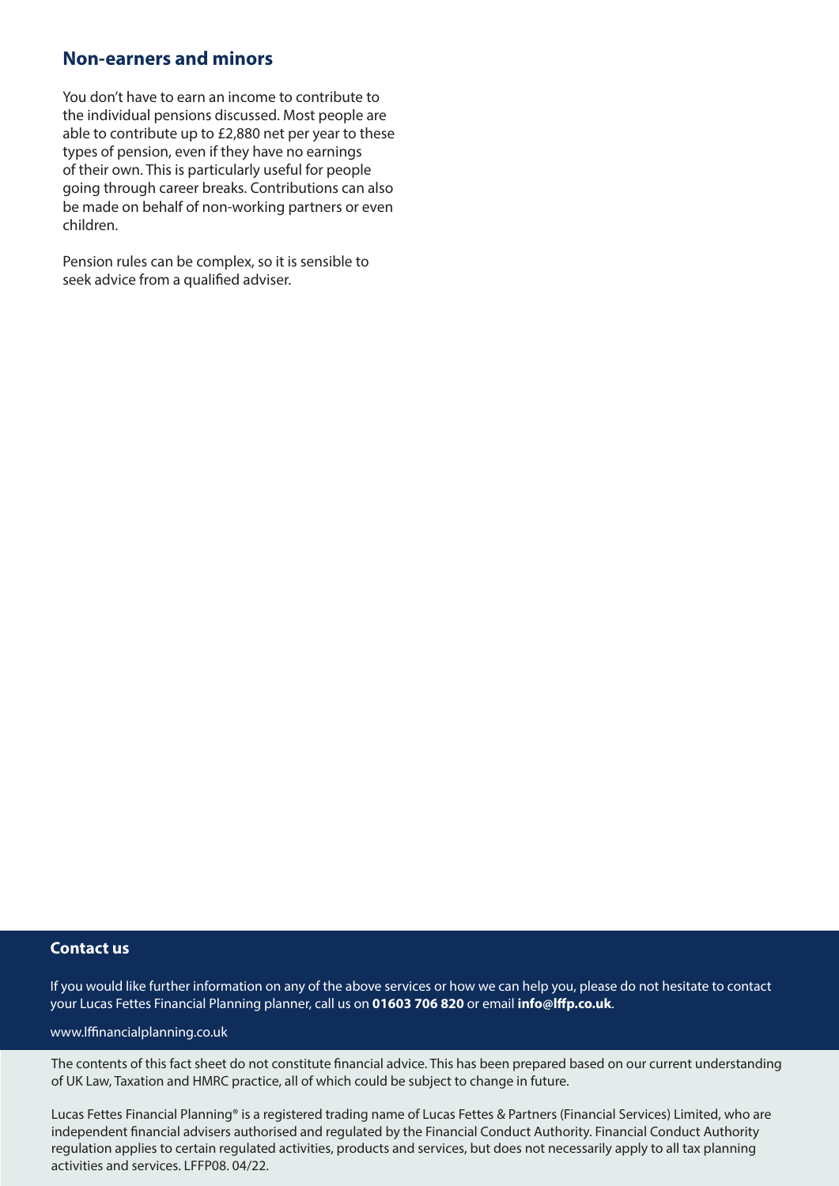## Non-earners and minors

You don't have to earn an income to contribute to the individual pensions discussed. Most people are able to contribute up to £2,880 net per year to these types of pension, even if they have no earnings of their own. This is particularly useful for people going through career breaks. Contributions can also be made on behalf of non-working partners or even children.

Pension rules can be complex, so it is sensible to seek advice from a qualified adviser.

### Contact us

If you would like further information on any of the above services or how we can help you, please do not hesitate to contact your Lucas Fettes Financial Planning planner, call us on **01603 706 820** or email **info@lffp.co.uk**.

www.lffinancialplanning.co.uk

The contents of this fact sheet do not constitute financial advice. This has been prepared based on our current understanding of UK Law, Taxation and HMRC practice, all of which could be subject to change in future.

Lucas Fettes Financial Planning® is a registered trading name of Lucas Fettes & Partners (Financial Services) Limited, who are independent financial advisers authorised and regulated by the Financial Conduct Authority. Financial Conduct Authority regulation applies to certain regulated activities, products and services, but does not necessarily apply to all tax planning activities and services. LFFP08. 04/22.